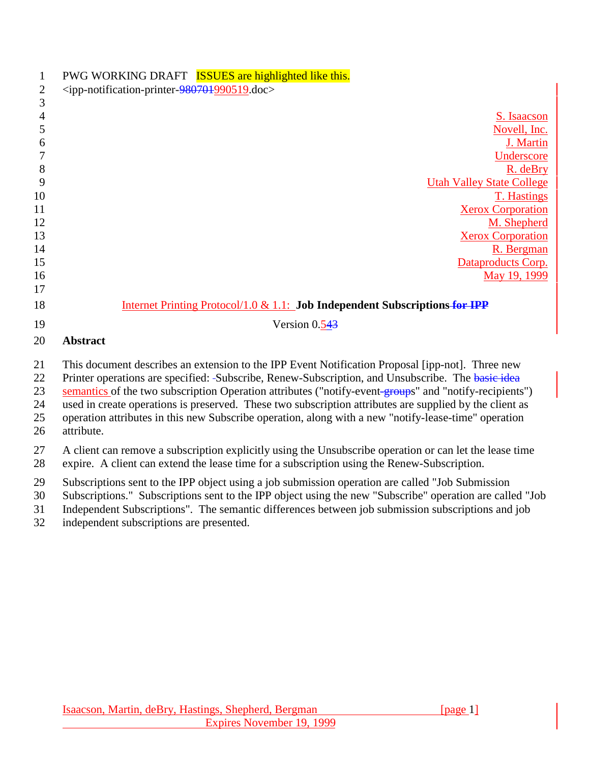PWG WORKING DRAFT   ISSUES are highlighted like this.
<ipp-notification-printer-990519.doc>

S. Isaacson
Novell, Inc.
J. Martin
Underscore
R. deBry
Utah Valley State College
T. Hastings
Xerox Corporation
M. Shepherd
Xerox Corporation
R. Bergman
Dataproducts Corp.
May 19, 1999

# Internet Printing Protocol/1.0 & 1.1: **Job Independent Subscriptions**

Version 0.5

## Abstract

This document describes an extension to the IPP Event Notification Proposal [ipp-not]. Three new Printer operations are specified: Subscribe, Renew-Subscription, and Unsubscribe. The semantics of the two subscription Operation attributes ("notify-events" and "notify-recipients") used in create operations is preserved. These two subscription attributes are supplied by the client as operation attributes in this new Subscribe operation, along with a new "notify-lease-time" operation attribute.

A client can remove a subscription explicitly using the Unsubscribe operation or can let the lease time expire. A client can extend the lease time for a subscription using the Renew-Subscription.

Subscriptions sent to the IPP object using a job submission operation are called "Job Submission Subscriptions." Subscriptions sent to the IPP object using the new "Subscribe" operation are called "Job Independent Subscriptions". The semantic differences between job submission subscriptions and job independent subscriptions are presented.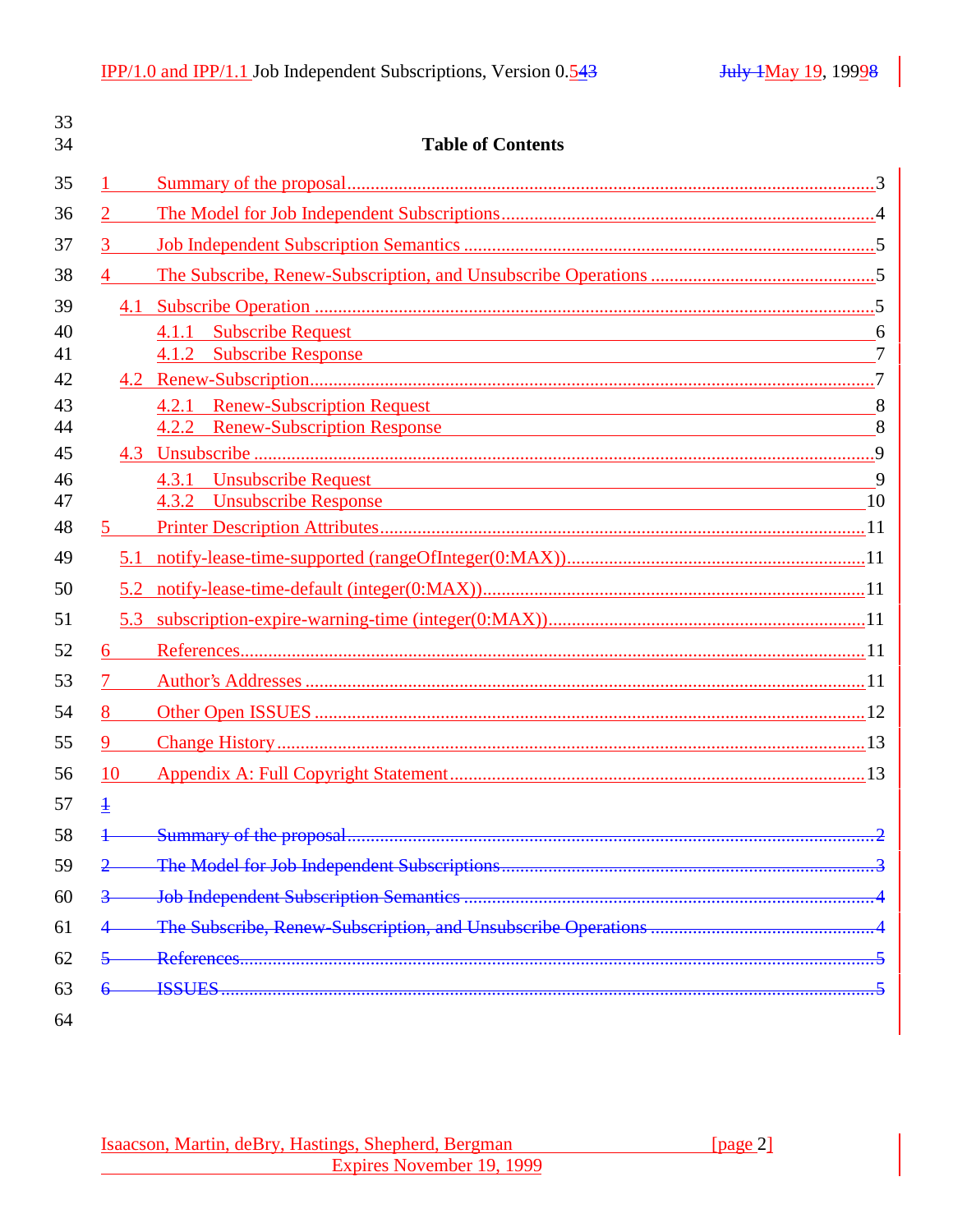## Table of Contents

1 Summary of the proposal ....................................................... 3

2 The Model for Job Independent Subscriptions ........................ 4

3 Job Independent Subscription Semantics .................................. 5

4 The Subscribe, Renew-Subscription, and Unsubscribe Operations ....... 5

  4.1 Subscribe Operation ........................................................ 5

    4.1.1 Subscribe Request ...................................................... 6

    4.1.2 Subscribe Response .................................................... 7

  4.2 Renew-Subscription ......................................................... 7

    4.2.1 Renew-Subscription Request ......................................... 8

    4.2.2 Renew-Subscription Response ....................................... 8

  4.3 Unsubscribe ..................................................................... 9

    4.3.1 Unsubscribe Request ................................................... 9

    4.3.2 Unsubscribe Response ................................................ 10

5 Printer Description Attributes .............................................. 11

  5.1 notify-lease-time-supported (rangeOfInteger(0:MAX)) ........... 11

  5.2 notify-lease-time-default (integer(0:MAX)) .......................... 11

  5.3 subscription-expire-warning-time (integer(0:MAX)) ............... 11

6 References ......................................................................... 11

7 Author's Addresses ............................................................. 11

8 Other Open ISSUES ............................................................. 12

9 Change History ................................................................... 13

10 Appendix A: Full Copyright Statement ................................. 13

~~1~~

~~1 Summary of the proposal ....................................................... 2~~

~~2 The Model for Job Independent Subscriptions ........................ 3~~

~~3 Job Independent Subscription Semantics .................................. 4~~

~~4 The Subscribe, Renew-Subscription, and Unsubscribe Operations ....... 4~~

~~5 References ........................................................................... 5~~

~~6 ISSUES ................................................................................ 5~~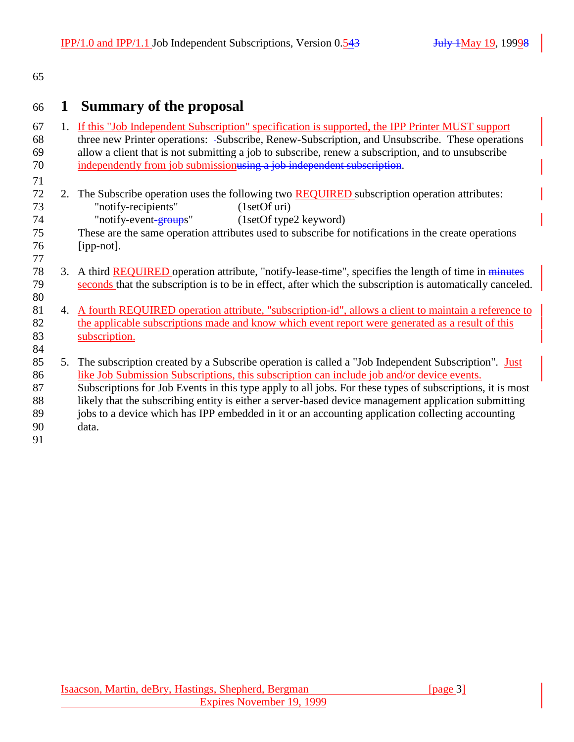# 1 Summary of the proposal

1. If this "Job Independent Subscription" specification is supported, the IPP Printer MUST support three new Printer operations: Subscribe, Renew-Subscription, and Unsubscribe. These operations allow a client that is not submitting a job to subscribe, renew a subscription, and to unsubscribe independently from job submission.

2. The Subscribe operation uses the following two REQUIRED subscription operation attributes:

   "notify-recipients" (1setOf uri)
   "notify-events" (1setOf type2 keyword)

   These are the same operation attributes used to subscribe for notifications in the create operations [ipp-not].

3. A third REQUIRED operation attribute, "notify-lease-time", specifies the length of time in seconds that the subscription is to be in effect, after which the subscription is automatically canceled.

4. A fourth REQUIRED operation attribute, "subscription-id", allows a client to maintain a reference to the applicable subscriptions made and know which event report were generated as a result of this subscription.

5. The subscription created by a Subscribe operation is called a "Job Independent Subscription". Just like Job Submission Subscriptions, this subscription can include job and/or device events. Subscriptions for Job Events in this type apply to all jobs. For these types of subscriptions, it is most likely that the subscribing entity is either a server-based device management application submitting jobs to a device which has IPP embedded in it or an accounting application collecting accounting data.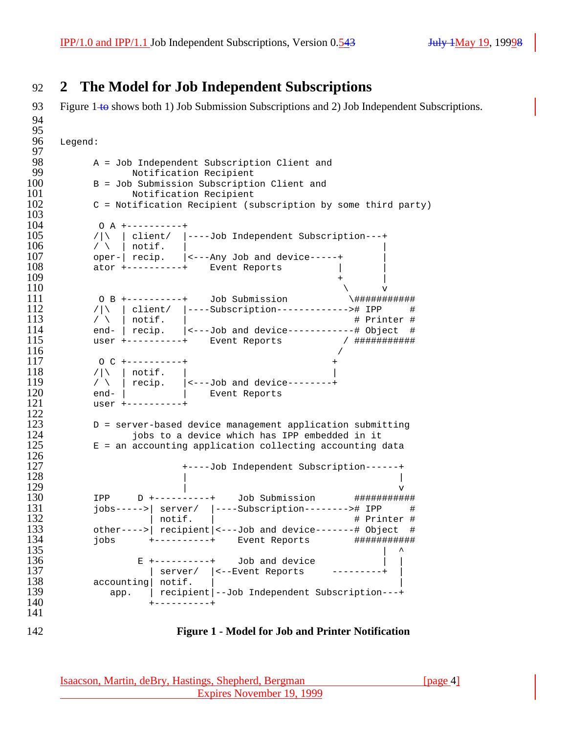## 2 The Model for Job Independent Subscriptions

Figure 1 to shows both 1) Job Submission Subscriptions and 2) Job Independent Subscriptions.

```
Legend:

      A = Job Independent Subscription Client and
             Notification Recipient
      B = Job Submission Subscription Client and
             Notification Recipient
      C = Notification Recipient (subscription by some third party)

       O A +----------+
      /|\  | client/  |----Job Independent Subscription---+
      / \  | notif.   |                                   |
      oper-| recip.   |<---Any Job and device-----+       |
      ator +----------+    Event Reports          |       |
                                                  +       |
                                                   \      v
       O B +----------+    Job Submission           \###########
      /|\  | client/  |----Subscription------------->#  IPP     #
      / \  | notif.   |                              # Printer #
      end- | recip.   |<---Job and device------------# Object  #
      user +----------+    Event Reports           / ###########
                                                  /
       O C +----------+                          +
      /|\  | notif.   |                          |
      / \  | recip.   |<---Job and device--------+
      end- |          |    Event Reports
      user +----------+

      D = server-based device management application submitting
             jobs to a device which has IPP embedded in it
      E = an accounting application collecting accounting data

                      +----Job Independent Subscription------+
                      |                                      |
                      |                                      v
      IPP     D +----------+    Job Submission       ###########
      jobs----->| server/  |----Subscription-------->#  IPP     #
                | notif.   |                         # Printer #
      other---->| recipient|<---Job and device-------# Object  #
      jobs      +----------+    Event Reports        ###########
                                                            |  ^
              E +----------+    Job and device              |  |
                | server/  |<--Event Reports      ---------+  |
      accounting| notif.   |                                  |
         app.   | recipient|--Job Independent Subscription---+
                +----------+
```

**Figure 1 - Model for Job and Printer Notification**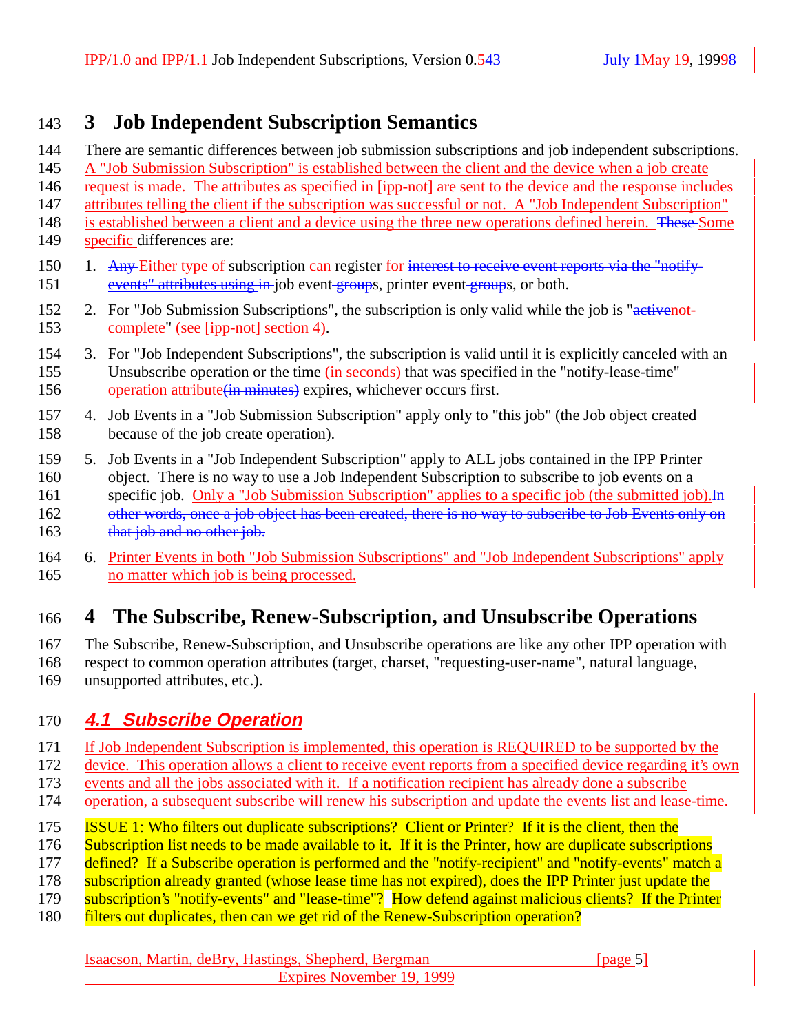# 3 Job Independent Subscription Semantics

There are semantic differences between job submission subscriptions and job independent subscriptions. A "Job Submission Subscription" is established between the client and the device when a job create request is made. The attributes as specified in [ipp-not] are sent to the device and the response includes attributes telling the client if the subscription was successful or not. A "Job Independent Subscription" is established between a client and a device using the three new operations defined herein. ~~These~~ Some specific differences are:

1. ~~Any~~ Either type of subscription can register for ~~interest to receive event reports via the "notify-events" attributes using in~~ job event~~-group~~s, printer event~~-group~~s, or both.
2. For "Job Submission Subscriptions", the subscription is only valid while the job is "~~active~~not-complete" (see [ipp-not] section 4).
3. For "Job Independent Subscriptions", the subscription is valid until it is explicitly canceled with an Unsubscribe operation or the time (in seconds) that was specified in the "notify-lease-time" operation attribute~~(in minutes)~~ expires, whichever occurs first.
4. Job Events in a "Job Submission Subscription" apply only to "this job" (the Job object created because of the job create operation).
5. Job Events in a "Job Independent Subscription" apply to ALL jobs contained in the IPP Printer object. There is no way to use a Job Independent Subscription to subscribe to job events on a specific job. Only a "Job Submission Subscription" applies to a specific job (the submitted job).~~In other words, once a job object has been created, there is no way to subscribe to Job Events only on that job and no other job.~~
6. Printer Events in both "Job Submission Subscriptions" and "Job Independent Subscriptions" apply no matter which job is being processed.

# 4 The Subscribe, Renew-Subscription, and Unsubscribe Operations

The Subscribe, Renew-Subscription, and Unsubscribe operations are like any other IPP operation with respect to common operation attributes (target, charset, "requesting-user-name", natural language, unsupported attributes, etc.).

## *4.1 Subscribe Operation*

If Job Independent Subscription is implemented, this operation is REQUIRED to be supported by the device. This operation allows a client to receive event reports from a specified device regarding it's own events and all the jobs associated with it. If a notification recipient has already done a subscribe operation, a subsequent subscribe will renew his subscription and update the events list and lease-time.

ISSUE 1: Who filters out duplicate subscriptions? Client or Printer? If it is the client, then the Subscription list needs to be made available to it. If it is the Printer, how are duplicate subscriptions defined? If a Subscribe operation is performed and the "notify-recipient" and "notify-events" match a subscription already granted (whose lease time has not expired), does the IPP Printer just update the subscription's "notify-events" and "lease-time"? How defend against malicious clients? If the Printer filters out duplicates, then can we get rid of the Renew-Subscription operation?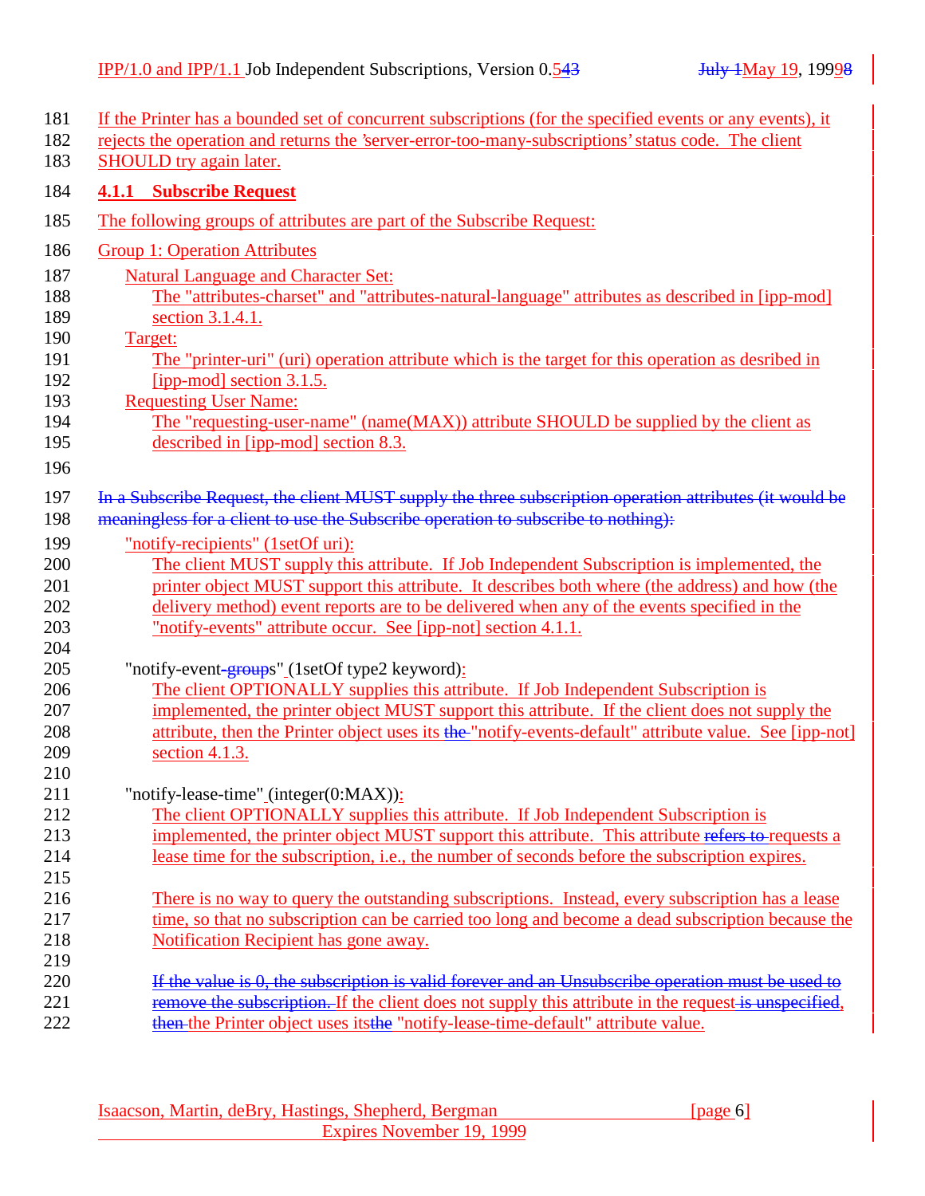If the Printer has a bounded set of concurrent subscriptions (for the specified events or any events), it rejects the operation and returns the 'server-error-too-many-subscriptions' status code. The client SHOULD try again later.

### 4.1.1 Subscribe Request

The following groups of attributes are part of the Subscribe Request:

Group 1: Operation Attributes

Natural Language and Character Set:
: The "attributes-charset" and "attributes-natural-language" attributes as described in [ipp-mod] section 3.1.4.1.

Target:
: The "printer-uri" (uri) operation attribute which is the target for this operation as desribed in [ipp-mod] section 3.1.5.

Requesting User Name:
: The "requesting-user-name" (name(MAX)) attribute SHOULD be supplied by the client as described in [ipp-mod] section 8.3.

~~In a Subscribe Request, the client MUST supply the three subscription operation attributes (it would be meaningless for a client to use the Subscribe operation to subscribe to nothing):~~

"notify-recipients" (1setOf uri):
: The client MUST supply this attribute. If Job Independent Subscription is implemented, the printer object MUST support this attribute. It describes both where (the address) and how (the delivery method) event reports are to be delivered when any of the events specified in the "notify-events" attribute occur. See [ipp-not] section 4.1.1.

"notify-event-~~group~~s" (1setOf type2 keyword):
: The client OPTIONALLY supplies this attribute. If Job Independent Subscription is implemented, the printer object MUST support this attribute. If the client does not supply the attribute, then the Printer object uses its ~~the~~ "notify-events-default" attribute value. See [ipp-not] section 4.1.3.

"notify-lease-time" (integer(0:MAX)):
: The client OPTIONALLY supplies this attribute. If Job Independent Subscription is implemented, the printer object MUST support this attribute. This attribute ~~refers to~~ requests a lease time for the subscription, i.e., the number of seconds before the subscription expires.

: There is no way to query the outstanding subscriptions. Instead, every subscription has a lease time, so that no subscription can be carried too long and become a dead subscription because the Notification Recipient has gone away.

: ~~If the value is 0, the subscription is valid forever and an Unsubscribe operation must be used to remove the subscription.~~ If the client does not supply this attribute in the request ~~is unspecified~~, ~~then~~ the Printer object uses its~~the~~ "notify-lease-time-default" attribute value.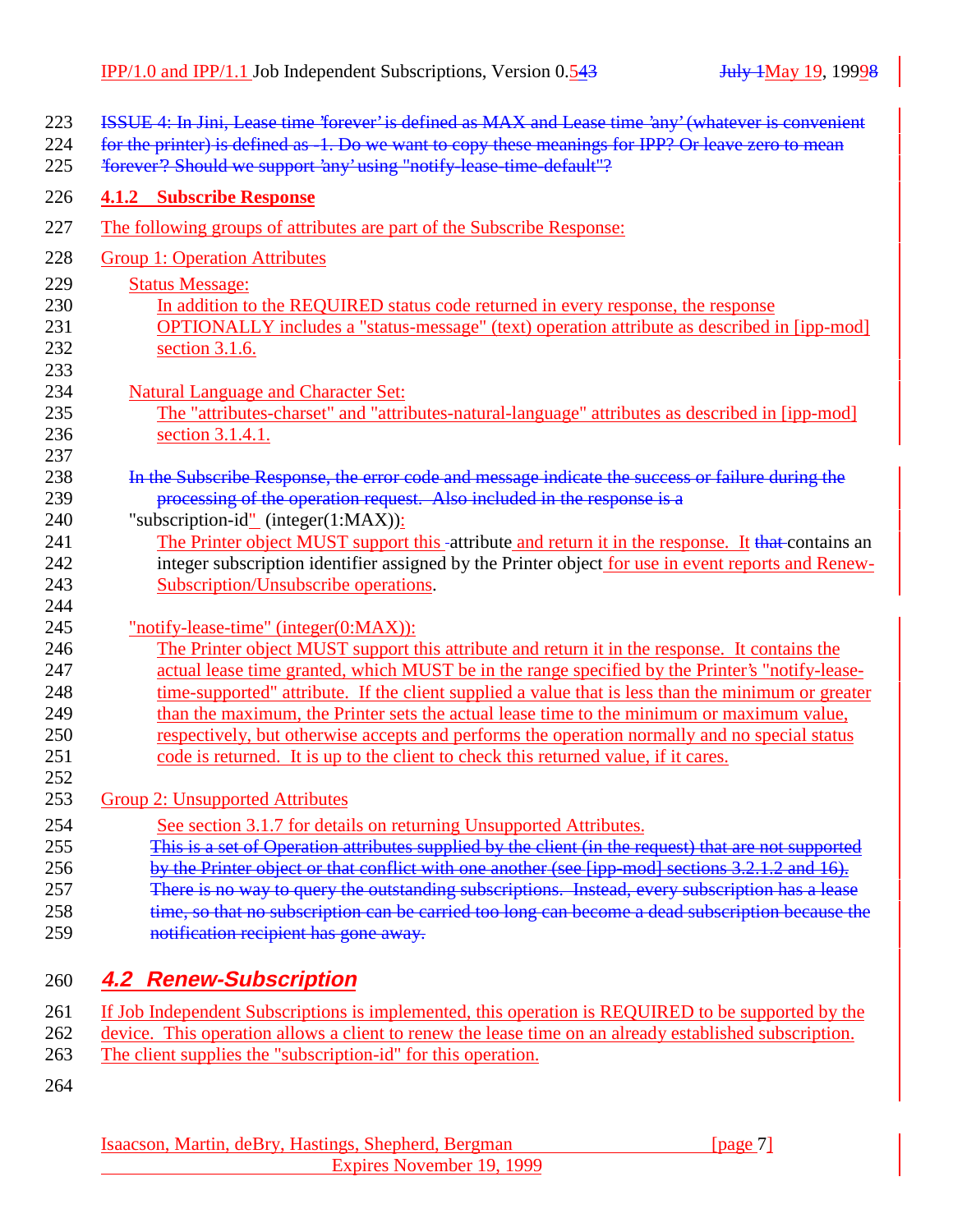ISSUE 4: In Jini, Lease time 'forever' is defined as MAX and Lease time 'any' (whatever is convenient for the printer) is defined as -1. Do we want to copy these meanings for IPP? Or leave zero to mean 'forever'? Should we support 'any' using "notify-lease-time-default"?

### 4.1.2 Subscribe Response

The following groups of attributes are part of the Subscribe Response:

Group 1: Operation Attributes

Status Message:
In addition to the REQUIRED status code returned in every response, the response OPTIONALLY includes a "status-message" (text) operation attribute as described in [ipp-mod] section 3.1.6.

Natural Language and Character Set:
The "attributes-charset" and "attributes-natural-language" attributes as described in [ipp-mod] section 3.1.4.1.

In the Subscribe Response, the error code and message indicate the success or failure during the processing of the operation request. Also included in the response is a

"subscription-id" (integer(1:MAX)):
The Printer object MUST support this -attribute and return it in the response. It that contains an integer subscription identifier assigned by the Printer object for use in event reports and Renew-Subscription/Unsubscribe operations.

"notify-lease-time" (integer(0:MAX)):
The Printer object MUST support this attribute and return it in the response. It contains the actual lease time granted, which MUST be in the range specified by the Printer's "notify-lease-time-supported" attribute. If the client supplied a value that is less than the minimum or greater than the maximum, the Printer sets the actual lease time to the minimum or maximum value, respectively, but otherwise accepts and performs the operation normally and no special status code is returned. It is up to the client to check this returned value, if it cares.

Group 2: Unsupported Attributes

See section 3.1.7 for details on returning Unsupported Attributes.

This is a set of Operation attributes supplied by the client (in the request) that are not supported by the Printer object or that conflict with one another (see [ipp-mod] sections 3.2.1.2 and 16).

There is no way to query the outstanding subscriptions. Instead, every subscription has a lease time, so that no subscription can be carried too long can become a dead subscription because the notification recipient has gone away.

## *4.2 Renew-Subscription*

If Job Independent Subscriptions is implemented, this operation is REQUIRED to be supported by the device. This operation allows a client to renew the lease time on an already established subscription. The client supplies the "subscription-id" for this operation.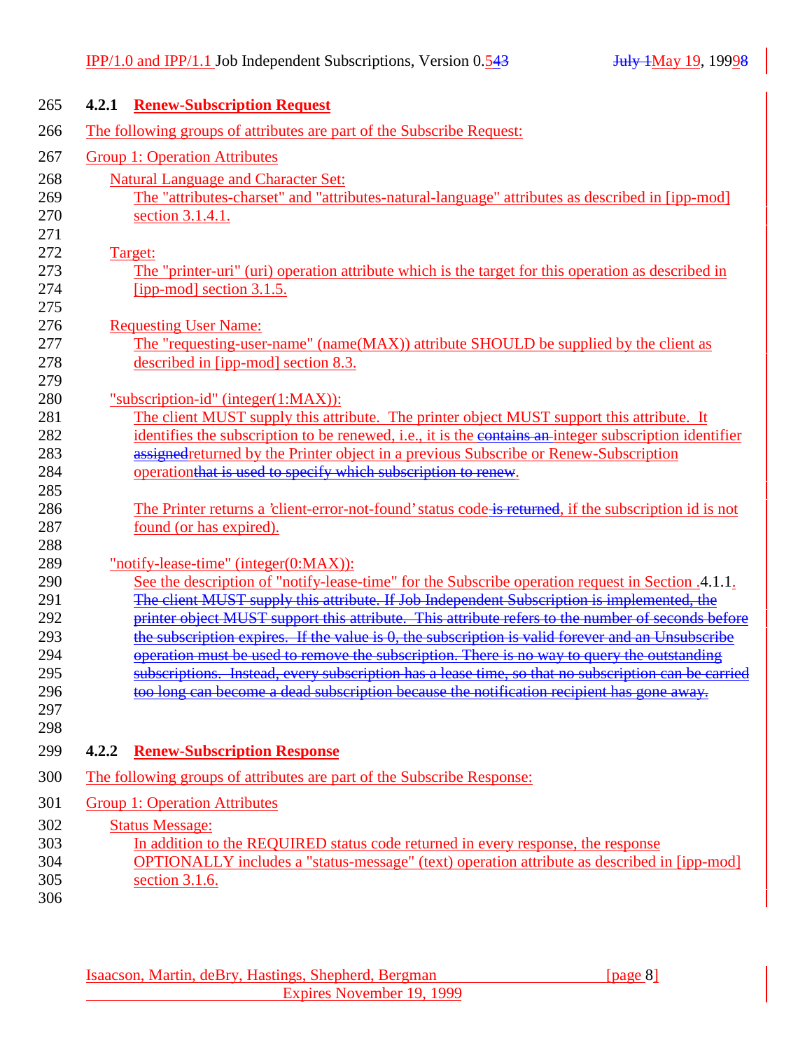### 4.2.1 Renew-Subscription Request

The following groups of attributes are part of the Subscribe Request:

Group 1: Operation Attributes

Natural Language and Character Set:
The "attributes-charset" and "attributes-natural-language" attributes as described in [ipp-mod] section 3.1.4.1.

Target:
The "printer-uri" (uri) operation attribute which is the target for this operation as described in [ipp-mod] section 3.1.5.

Requesting User Name:
The "requesting-user-name" (name(MAX)) attribute SHOULD be supplied by the client as described in [ipp-mod] section 8.3.

"subscription-id" (integer(1:MAX)):
The client MUST supply this attribute. The printer object MUST support this attribute. It identifies the subscription to be renewed, i.e., it is the ~~contains an~~ integer subscription identifier ~~assigned~~returned by the Printer object in a previous Subscribe or Renew-Subscription operation~~that is used to specify which subscription to renew~~.

The Printer returns a 'client-error-not-found' status code ~~is returned~~, if the subscription id is not found (or has expired).

"notify-lease-time" (integer(0:MAX)):
See the description of "notify-lease-time" for the Subscribe operation request in Section .4.1.1.
~~The client MUST supply this attribute. If Job Independent Subscription is implemented, the printer object MUST support this attribute. This attribute refers to the number of seconds before the subscription expires. If the value is 0, the subscription is valid forever and an Unsubscribe operation must be used to remove the subscription. There is no way to query the outstanding subscriptions. Instead, every subscription has a lease time, so that no subscription can be carried too long can become a dead subscription because the notification recipient has gone away.~~

### 4.2.2 Renew-Subscription Response

The following groups of attributes are part of the Subscribe Response:

Group 1: Operation Attributes

Status Message:
In addition to the REQUIRED status code returned in every response, the response OPTIONALLY includes a "status-message" (text) operation attribute as described in [ipp-mod] section 3.1.6.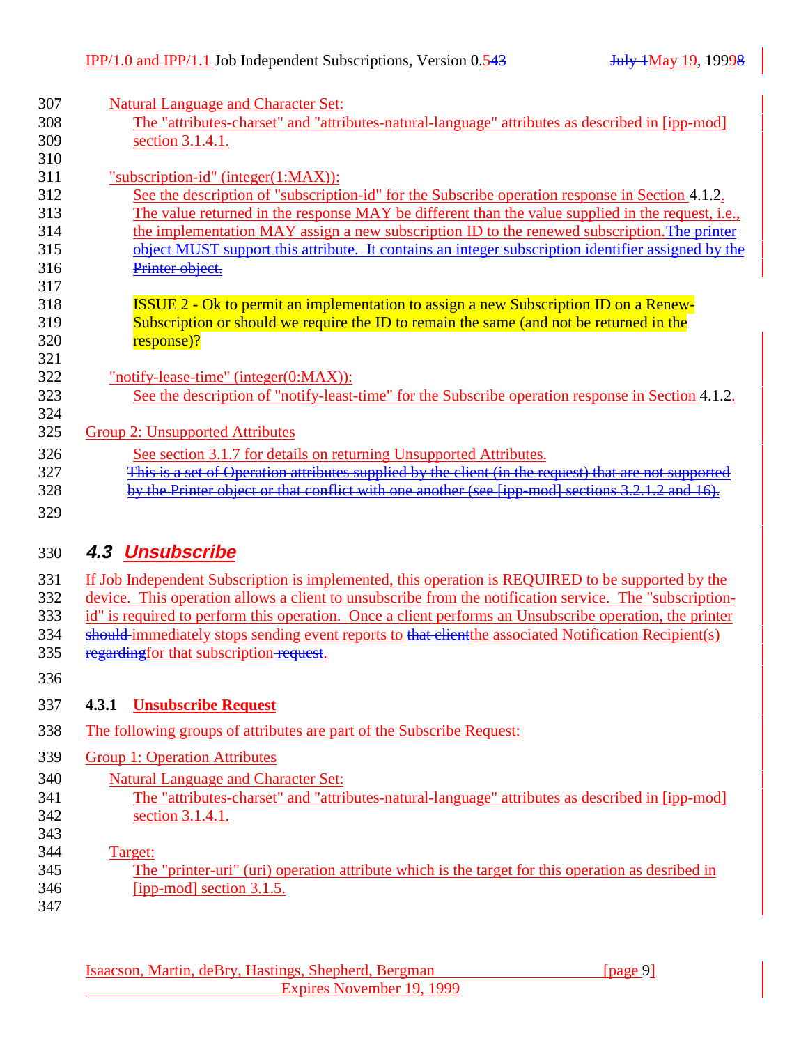Natural Language and Character Set:

The "attributes-charset" and "attributes-natural-language" attributes as described in [ipp-mod] section 3.1.4.1.

"subscription-id" (integer(1:MAX)):

See the description of "subscription-id" for the Subscribe operation response in Section 4.1.2. The value returned in the response MAY be different than the value supplied in the request, i.e., the implementation MAY assign a new subscription ID to the renewed subscription. ~~The printer object MUST support this attribute. It contains an integer subscription identifier assigned by the Printer object.~~

ISSUE 2 - Ok to permit an implementation to assign a new Subscription ID on a Renew-Subscription or should we require the ID to remain the same (and not be returned in the response)?

"notify-lease-time" (integer(0:MAX)):

See the description of "notify-least-time" for the Subscribe operation response in Section 4.1.2.

Group 2: Unsupported Attributes

See section 3.1.7 for details on returning Unsupported Attributes.

~~This is a set of Operation attributes supplied by the client (in the request) that are not supported by the Printer object or that conflict with one another (see [ipp-mod] sections 3.2.1.2 and 16).~~

## 4.3 Unsubscribe

If Job Independent Subscription is implemented, this operation is REQUIRED to be supported by the device. This operation allows a client to unsubscribe from the notification service. The "subscription-id" is required to perform this operation. Once a client performs an Unsubscribe operation, the printer ~~should~~ immediately stops sending event reports to ~~that client~~the associated Notification Recipient(s) ~~regarding~~for that subscription ~~request~~.

### 4.3.1 Unsubscribe Request

The following groups of attributes are part of the Subscribe Request:

Group 1: Operation Attributes

Natural Language and Character Set:

The "attributes-charset" and "attributes-natural-language" attributes as described in [ipp-mod] section 3.1.4.1.

Target:

The "printer-uri" (uri) operation attribute which is the target for this operation as desribed in [ipp-mod] section 3.1.5.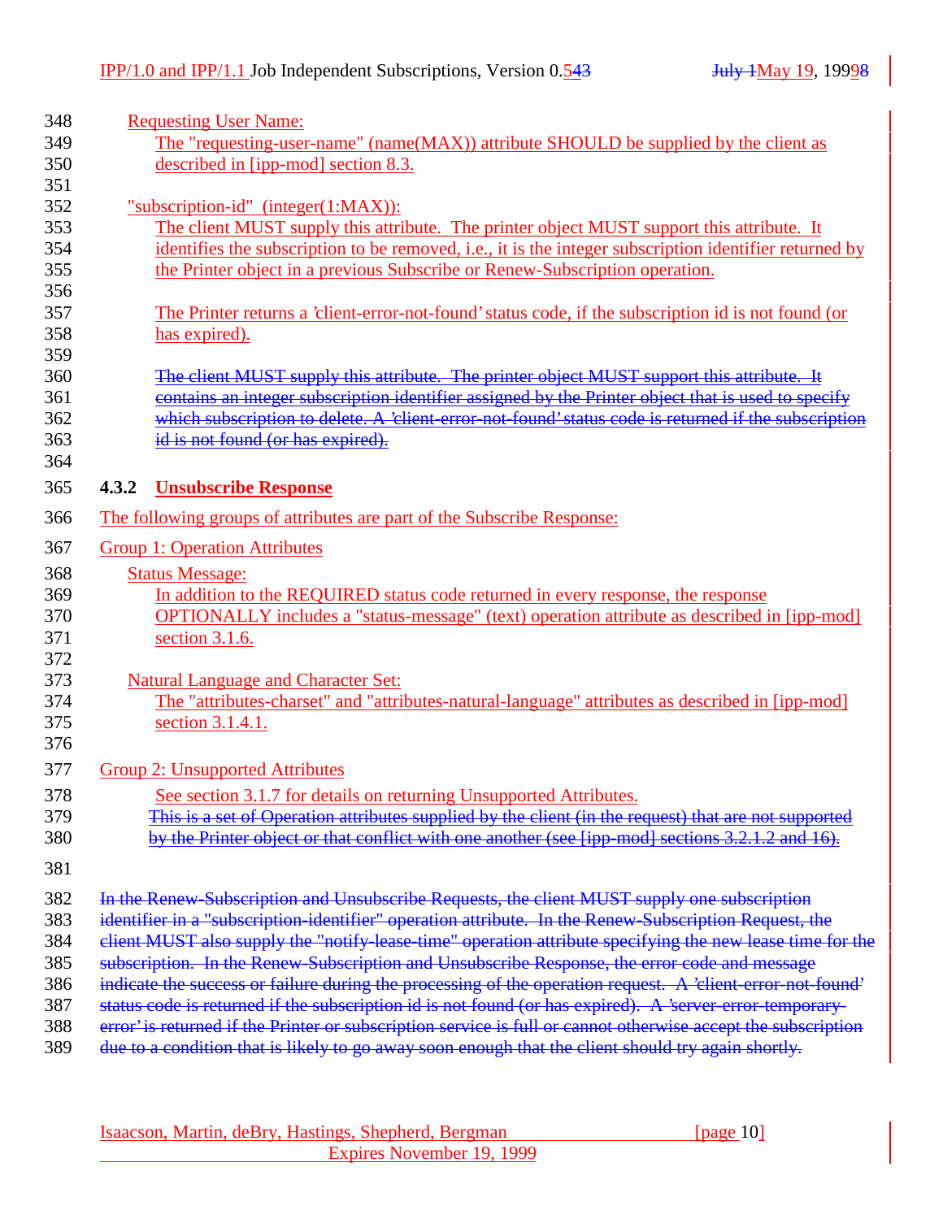Requesting User Name:

The "requesting-user-name" (name(MAX)) attribute SHOULD be supplied by the client as described in [ipp-mod] section 8.3.

"subscription-id" (integer(1:MAX)):

The client MUST supply this attribute. The printer object MUST support this attribute. It identifies the subscription to be removed, i.e., it is the integer subscription identifier returned by the Printer object in a previous Subscribe or Renew-Subscription operation.

The Printer returns a 'client-error-not-found' status code, if the subscription id is not found (or has expired).

~~The client MUST supply this attribute. The printer object MUST support this attribute. It contains an integer subscription identifier assigned by the Printer object that is used to specify which subscription to delete. A 'client-error-not-found' status code is returned if the subscription id is not found (or has expired).~~

### 4.3.2 Unsubscribe Response

The following groups of attributes are part of the Subscribe Response:

Group 1: Operation Attributes

Status Message:

In addition to the REQUIRED status code returned in every response, the response OPTIONALLY includes a "status-message" (text) operation attribute as described in [ipp-mod] section 3.1.6.

Natural Language and Character Set:

The "attributes-charset" and "attributes-natural-language" attributes as described in [ipp-mod] section 3.1.4.1.

Group 2: Unsupported Attributes

See section 3.1.7 for details on returning Unsupported Attributes.

~~This is a set of Operation attributes supplied by the client (in the request) that are not supported by the Printer object or that conflict with one another (see [ipp-mod] sections 3.2.1.2 and 16).~~

~~In the Renew-Subscription and Unsubscribe Requests, the client MUST supply one subscription identifier in a "subscription-identifier" operation attribute. In the Renew-Subscription Request, the client MUST also supply the "notify-lease-time" operation attribute specifying the new lease time for the subscription. In the Renew-Subscription and Unsubscribe Response, the error code and message indicate the success or failure during the processing of the operation request. A 'client-error-not-found' status code is returned if the subscription id is not found (or has expired). A 'server-error-temporary-error' is returned if the Printer or subscription service is full or cannot otherwise accept the subscription due to a condition that is likely to go away soon enough that the client should try again shortly.~~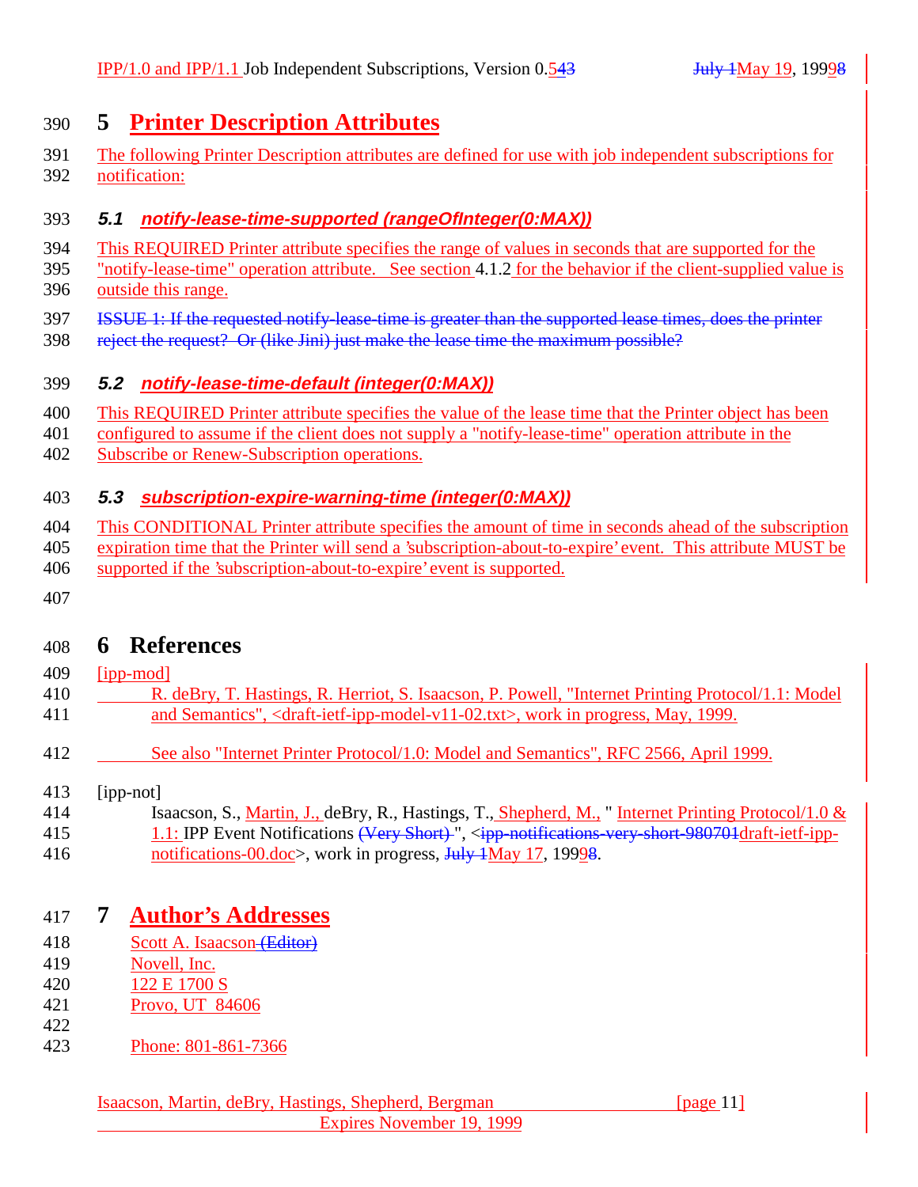# 5 Printer Description Attributes

The following Printer Description attributes are defined for use with job independent subscriptions for notification:

### 5.1 notify-lease-time-supported (rangeOfInteger(0:MAX))

This REQUIRED Printer attribute specifies the range of values in seconds that are supported for the "notify-lease-time" operation attribute. See section 4.1.2 for the behavior if the client-supplied value is outside this range.

~~ISSUE 1: If the requested notify-lease-time is greater than the supported lease times, does the printer reject the request? Or (like Jini) just make the lease time the maximum possible?~~

### 5.2 notify-lease-time-default (integer(0:MAX))

This REQUIRED Printer attribute specifies the value of the lease time that the Printer object has been configured to assume if the client does not supply a "notify-lease-time" operation attribute in the Subscribe or Renew-Subscription operations.

### 5.3 subscription-expire-warning-time (integer(0:MAX))

This CONDITIONAL Printer attribute specifies the amount of time in seconds ahead of the subscription expiration time that the Printer will send a 'subscription-about-to-expire' event. This attribute MUST be supported if the 'subscription-about-to-expire' event is supported.

# 6 References

[ipp-mod]
R. deBry, T. Hastings, R. Herriot, S. Isaacson, P. Powell, "Internet Printing Protocol/1.1: Model and Semantics", <draft-ietf-ipp-model-v11-02.txt>, work in progress, May, 1999.

See also "Internet Printer Protocol/1.0: Model and Semantics", RFC 2566, April 1999.

[ipp-not]
Isaacson, S., Martin, J., deBry, R., Hastings, T., Shepherd, M., " Internet Printing Protocol/1.0 & 1.1: IPP Event Notifications ~~(Very Short)~~ ", <~~ipp-notifications-very-short-980701~~draft-ietf-ipp-notifications-00.doc>, work in progress, ~~July 1~~May 17, 199~~9~~8.

# 7 Author's Addresses

Scott A. Isaacson ~~(Editor)~~
Novell, Inc.
122 E 1700 S
Provo, UT 84606

Phone: 801-861-7366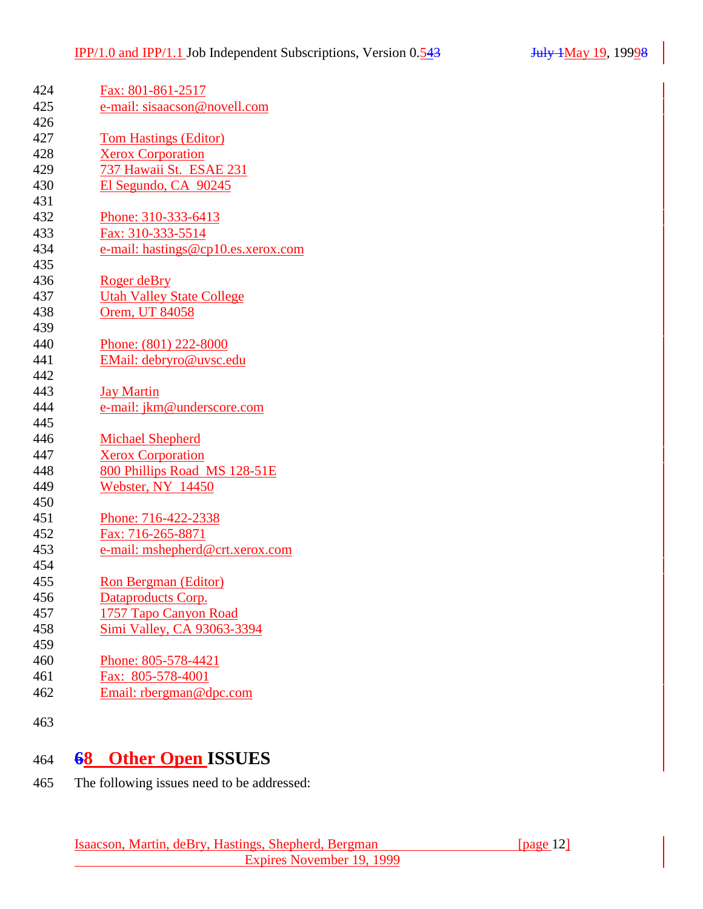Fax: 801-861-2517
e-mail: sisaacson@novell.com

Tom Hastings (Editor)
Xerox Corporation
737 Hawaii St.  ESAE 231
El Segundo, CA  90245

Phone: 310-333-6413
Fax: 310-333-5514
e-mail: hastings@cp10.es.xerox.com

Roger deBry
Utah Valley State College
Orem, UT 84058

Phone: (801) 222-8000
EMail: debryro@uvsc.edu

Jay Martin
e-mail: jkm@underscore.com

Michael Shepherd
Xerox Corporation
800 Phillips Road  MS 128-51E
Webster, NY  14450

Phone: 716-422-2338
Fax: 716-265-8871
e-mail: mshepherd@crt.xerox.com

Ron Bergman (Editor)
Dataproducts Corp.
1757 Tapo Canyon Road
Simi Valley, CA 93063-3394

Phone: 805-578-4421
Fax:  805-578-4001
Email: rbergman@dpc.com

# 8 Other Open ISSUES

The following issues need to be addressed: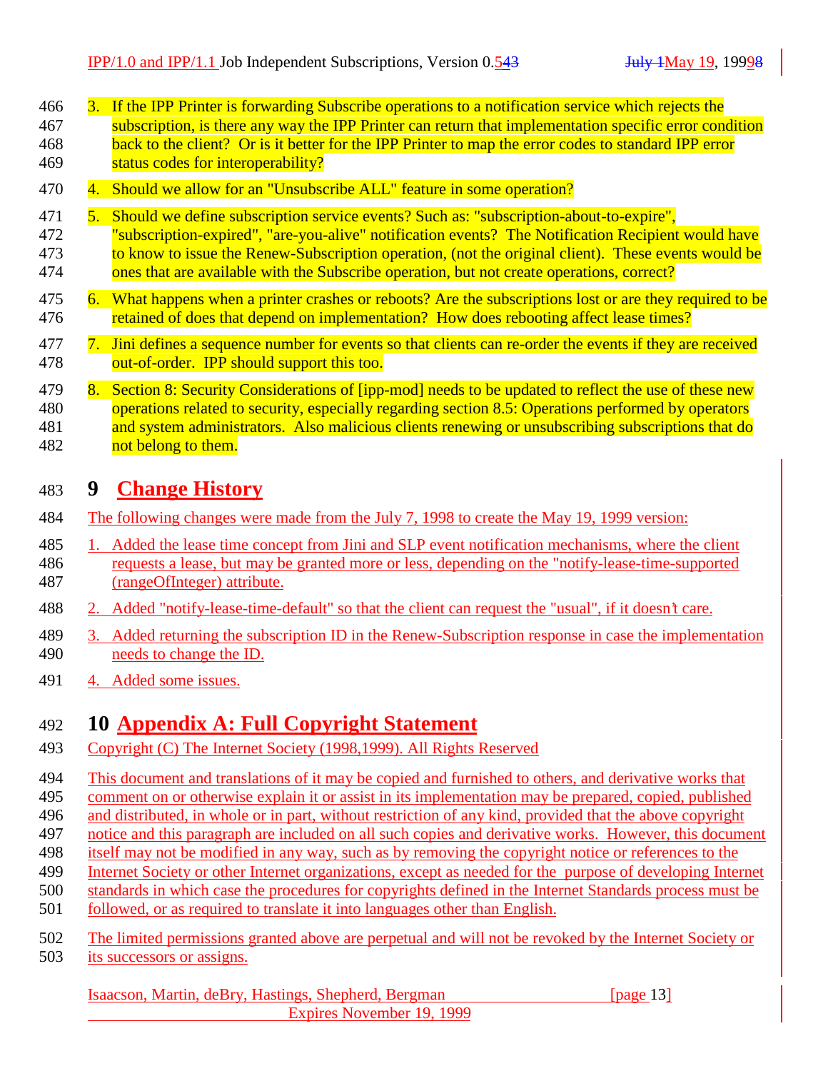3. If the IPP Printer is forwarding Subscribe operations to a notification service which rejects the subscription, is there any way the IPP Printer can return that implementation specific error condition back to the client? Or is it better for the IPP Printer to map the error codes to standard IPP error status codes for interoperability?

4. Should we allow for an "Unsubscribe ALL" feature in some operation?

5. Should we define subscription service events? Such as: "subscription-about-to-expire", "subscription-expired", "are-you-alive" notification events? The Notification Recipient would have to know to issue the Renew-Subscription operation, (not the original client). These events would be ones that are available with the Subscribe operation, but not create operations, correct?

6. What happens when a printer crashes or reboots? Are the subscriptions lost or are they required to be retained of does that depend on implementation? How does rebooting affect lease times?

7. Jini defines a sequence number for events so that clients can re-order the events if they are received out-of-order. IPP should support this too.

8. Section 8: Security Considerations of [ipp-mod] needs to be updated to reflect the use of these new operations related to security, especially regarding section 8.5: Operations performed by operators and system administrators. Also malicious clients renewing or unsubscribing subscriptions that do not belong to them.

# 9 Change History

The following changes were made from the July 7, 1998 to create the May 19, 1999 version:

1. Added the lease time concept from Jini and SLP event notification mechanisms, where the client requests a lease, but may be granted more or less, depending on the "notify-lease-time-supported (rangeOfInteger) attribute.

2. Added "notify-lease-time-default" so that the client can request the "usual", if it doesn't care.

3. Added returning the subscription ID in the Renew-Subscription response in case the implementation needs to change the ID.

4. Added some issues.

# 10 Appendix A: Full Copyright Statement

Copyright (C) The Internet Society (1998,1999). All Rights Reserved

This document and translations of it may be copied and furnished to others, and derivative works that comment on or otherwise explain it or assist in its implementation may be prepared, copied, published and distributed, in whole or in part, without restriction of any kind, provided that the above copyright notice and this paragraph are included on all such copies and derivative works. However, this document itself may not be modified in any way, such as by removing the copyright notice or references to the Internet Society or other Internet organizations, except as needed for the purpose of developing Internet standards in which case the procedures for copyrights defined in the Internet Standards process must be followed, or as required to translate it into languages other than English.

The limited permissions granted above are perpetual and will not be revoked by the Internet Society or its successors or assigns.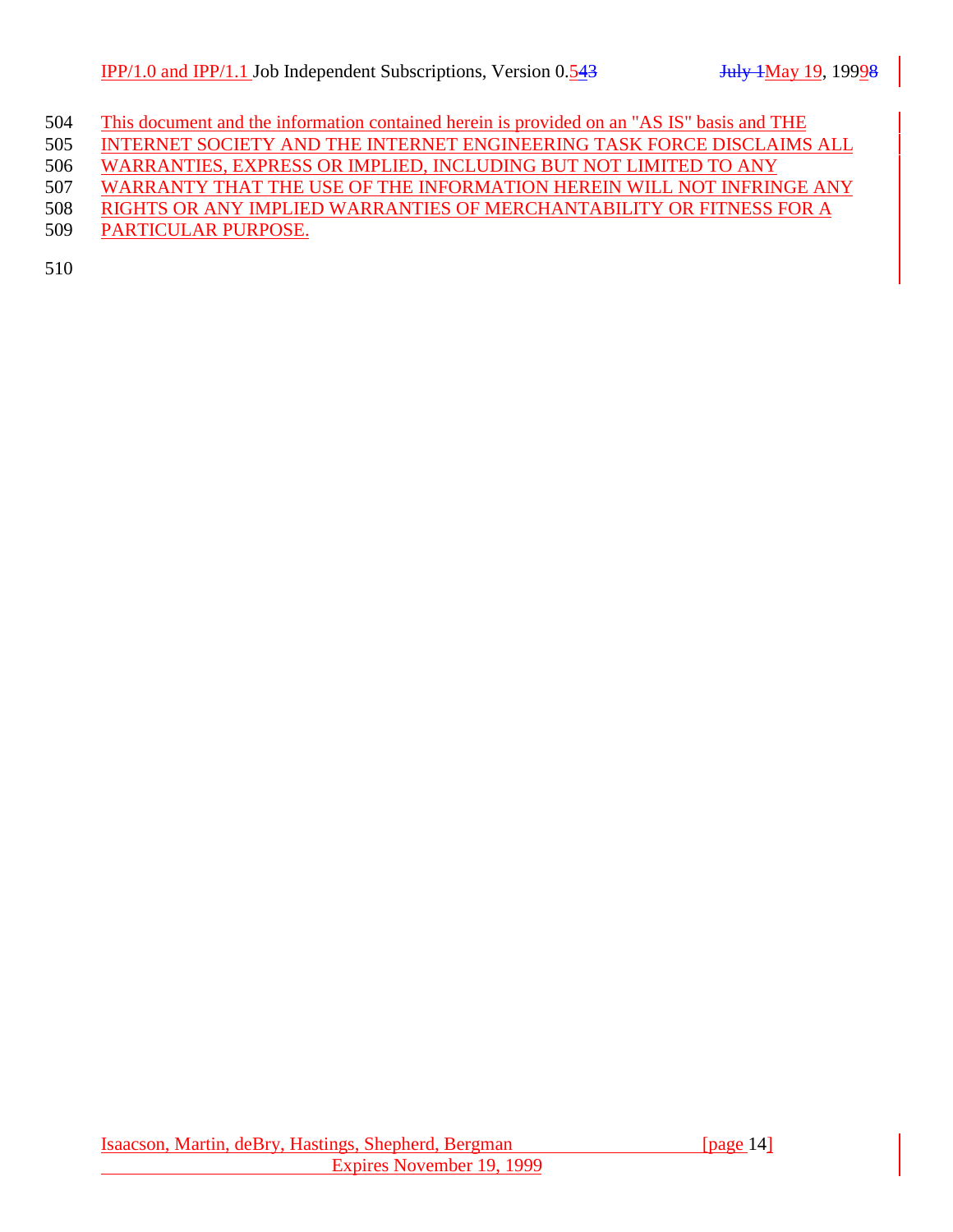This document and the information contained herein is provided on an "AS IS" basis and THE INTERNET SOCIETY AND THE INTERNET ENGINEERING TASK FORCE DISCLAIMS ALL WARRANTIES, EXPRESS OR IMPLIED, INCLUDING BUT NOT LIMITED TO ANY WARRANTY THAT THE USE OF THE INFORMATION HEREIN WILL NOT INFRINGE ANY RIGHTS OR ANY IMPLIED WARRANTIES OF MERCHANTABILITY OR FITNESS FOR A PARTICULAR PURPOSE.